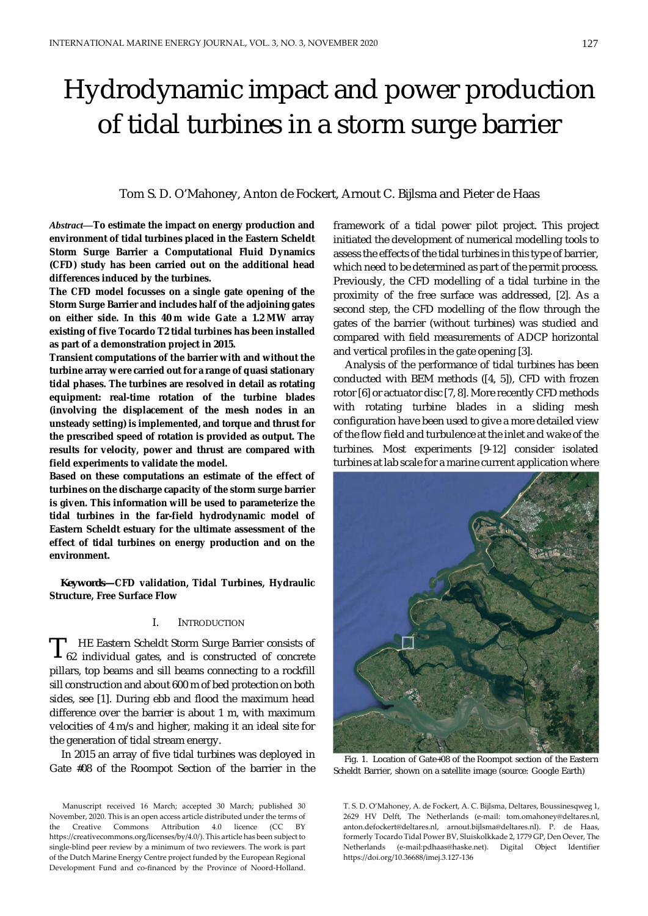# Hydrodynamic impact and power production of tidal turbines in a storm surge barrier

Tom S. D. O'Mahoney, Anton de Fockert, Arnout C. Bijlsma and Pieter de Haas

***Abstract*—To estimate the impact on energy production and environment of tidal turbines placed in the Eastern Scheldt Storm Surge Barrier a Computational Fluid Dynamics (CFD) study has been carried out on the additional head differences induced by the turbines.**

**The CFD model focusses on a single gate opening of the Storm Surge Barrier and includes half of the adjoining gates on either side. In this 40 m wide Gate a 1.2 MW array existing of five Tocardo T2 tidal turbines has been installed as part of a demonstration project in 2015.**

**Transient computations of the barrier with and without the turbine array were carried out for a range of quasi stationary tidal phases. The turbines are resolved in detail as rotating equipment: real-time rotation of the turbine blades (involving the displacement of the mesh nodes in an unsteady setting) is implemented, and torque and thrust for the prescribed speed of rotation is provided as output. The results for velocity, power and thrust are compared with field experiments to validate the model.**

**Based on these computations an estimate of the effect of turbines on the discharge capacity of the storm surge barrier is given. This information will be used to parameterize the tidal turbines in the far-field hydrodynamic model of Eastern Scheldt estuary for the ultimate assessment of the effect of tidal turbines on energy production and on the environment.**

***Keywords*—CFD validation, Tidal Turbines, Hydraulic Structure, Free Surface Flow**

## I. Introduction

The Eastern Scheldt Storm Surge Barrier consists of 62 individual gates, and is constructed of concrete pillars, top beams and sill beams connecting to a rockfill sill construction and about 600 m of bed protection on both sides, see [1]. During ebb and flood the maximum head difference over the barrier is about 1 m, with maximum velocities of 4 m/s and higher, making it an ideal site for the generation of tidal stream energy.

In 2015 an array of five tidal turbines was deployed in Gate #08 of the Roompot Section of the barrier in the framework of a tidal power pilot project. This project initiated the development of numerical modelling tools to assess the effects of the tidal turbines in this type of barrier, which need to be determined as part of the permit process. Previously, the CFD modelling of a tidal turbine in the proximity of the free surface was addressed, [2]. As a second step, the CFD modelling of the flow through the gates of the barrier (without turbines) was studied and compared with field measurements of ADCP horizontal and vertical profiles in the gate opening [3].

Analysis of the performance of tidal turbines has been conducted with BEM methods ([4, 5]), CFD with frozen rotor [6] or actuator disc [7, 8]. More recently CFD methods with rotating turbine blades in a sliding mesh configuration have been used to give a more detailed view of the flow field and turbulence at the inlet and wake of the turbines. Most experiments [9-12] consider isolated turbines at lab scale for a marine current application where

Fig. 1. Location of Gate+08 of the Roompot section of the Eastern Scheldt Barrier, shown on a satellite image (source: Google Earth)

Manuscript received 16 March; accepted 30 March; published 30 November, 2020. This is an open access article distributed under the terms of the Creative Commons Attribution 4.0 licence (CC BY https://creativecommons.org/licenses/by/4.0/). This article has been subject to single-blind peer review by a minimum of two reviewers. The work is part of the Dutch Marine Energy Centre project funded by the European Regional Development Fund and co-financed by the Province of Noord-Holland.

T. S. D. O'Mahoney, A. de Fockert, A. C. Bijlsma, Deltares, Boussinesqweg 1, 2629 HV Delft, The Netherlands (e-mail: tom.omahoney@deltares.nl, anton.defockert@deltares.nl, arnout.bijlsma@deltares.nl). P. de Haas, formerly Tocardo Tidal Power BV, Sluiskolkkade 2, 1779 GP, Den Oever, The Netherlands (e-mail:pdhaas@haske.net). Digital Object Identifier https://doi.org/10.36688/imej.3.127-136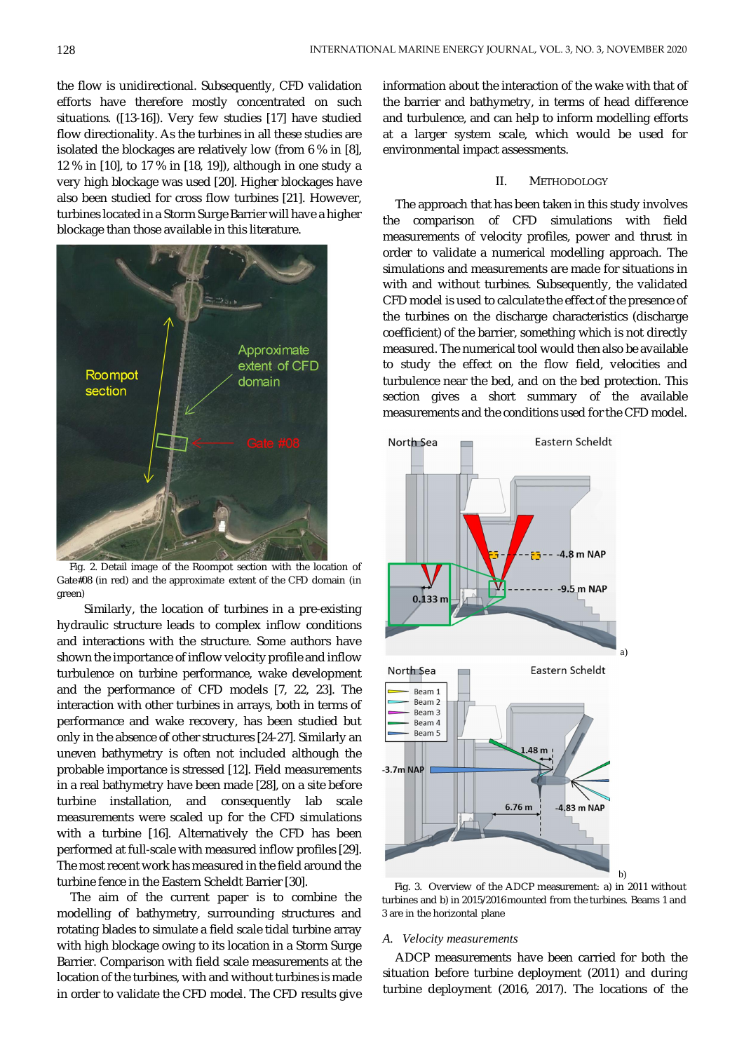the flow is unidirectional. Subsequently, CFD validation efforts have therefore mostly concentrated on such situations. ([13-16]). Very few studies [17] have studied flow directionality. As the turbines in all these studies are isolated the blockages are relatively low (from 6 % in [8], 12 % in [10], to 17 % in [18, 19]), although in one study a very high blockage was used [20]. Higher blockages have also been studied for cross flow turbines [21]. However, turbines located in a Storm Surge Barrier will have a higher blockage than those available in this literature.

Fig. 2. Detail image of the Roompot section with the location of Gate#08 (in red) and the approximate extent of the CFD domain (in green)

Similarly, the location of turbines in a pre-existing hydraulic structure leads to complex inflow conditions and interactions with the structure. Some authors have shown the importance of inflow velocity profile and inflow turbulence on turbine performance, wake development and the performance of CFD models [7, 22, 23]. The interaction with other turbines in arrays, both in terms of performance and wake recovery, has been studied but only in the absence of other structures [24-27]. Similarly an uneven bathymetry is often not included although the probable importance is stressed [12]. Field measurements in a real bathymetry have been made [28], on a site before turbine installation, and consequently lab scale measurements were scaled up for the CFD simulations with a turbine [16]. Alternatively the CFD has been performed at full-scale with measured inflow profiles [29]. The most recent work has measured in the field around the turbine fence in the Eastern Scheldt Barrier [30].

The aim of the current paper is to combine the modelling of bathymetry, surrounding structures and rotating blades to simulate a field scale tidal turbine array with high blockage owing to its location in a Storm Surge Barrier. Comparison with field scale measurements at the location of the turbines, with and without turbines is made in order to validate the CFD model. The CFD results give information about the interaction of the wake with that of the barrier and bathymetry, in terms of head difference and turbulence, and can help to inform modelling efforts at a larger system scale, which would be used for environmental impact assessments.

## II. Methodology

The approach that has been taken in this study involves the comparison of CFD simulations with field measurements of velocity profiles, power and thrust in order to validate a numerical modelling approach. The simulations and measurements are made for situations in with and without turbines. Subsequently, the validated CFD model is used to calculate the effect of the presence of the turbines on the discharge characteristics (discharge coefficient) of the barrier, something which is not directly measured. The numerical tool would then also be available to study the effect on the flow field, velocities and turbulence near the bed, and on the bed protection. This section gives a short summary of the available measurements and the conditions used for the CFD model.

Fig. 3. Overview of the ADCP measurement: a) in 2011 without turbines and b) in 2015/2016 mounted from the turbines. Beams 1 and 3 are in the horizontal plane

### A. Velocity measurements

ADCP measurements have been carried for both the situation before turbine deployment (2011) and during turbine deployment (2016, 2017). The locations of the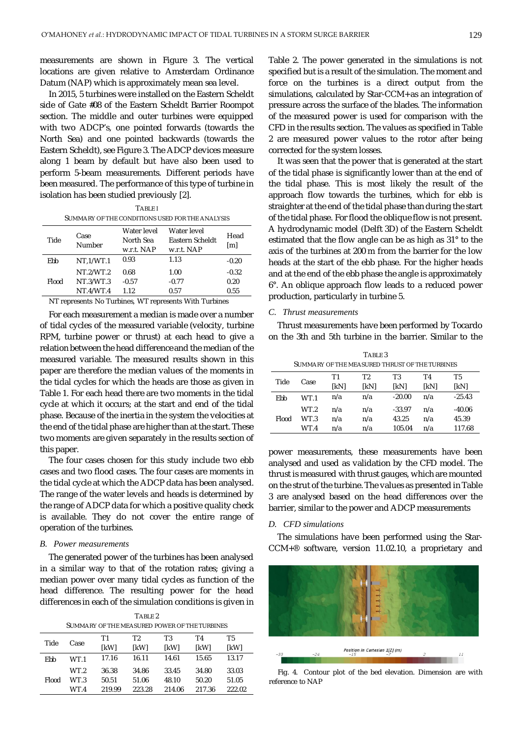measurements are shown in Figure 3. The vertical locations are given relative to Amsterdam Ordinance Datum (NAP) which is approximately mean sea level.

In 2015, 5 turbines were installed on the Eastern Scheldt side of Gate #08 of the Eastern Scheldt Barrier Roompot section. The middle and outer turbines were equipped with two ADCP's, one pointed forwards (towards the North Sea) and one pointed backwards (towards the Eastern Scheldt), see Figure 3. The ADCP devices measure along 1 beam by default but have also been used to perform 5-beam measurements. Different periods have been measured. The performance of this type of turbine in isolation has been studied previously [2].

TABLE I
SUMMARY OF THE CONDITIONS USED FOR THE ANALYSIS

| Tide | Case Number | Water level North Sea w.r.t. NAP | Water level Eastern Scheldt w.r.t. NAP | Head [m] |
|---|---|---|---|---|
| Ebb | NT,1/WT.1 | 0.93 | 1.13 | -0.20 |
| Flood | NT.2/WT.2 | 0.68 | 1.00 | -0.32 |
| | NT.3/WT.3 | -0.57 | -0.77 | 0.20 |
| | NT.4/WT.4 | 1.12 | 0.57 | 0.55 |

NT represents No Turbines, WT represents With Turbines

For each measurement a median is made over a number of tidal cycles of the measured variable (velocity, turbine RPM, turbine power or thrust) at each head to give a relation between the head difference and the median of the measured variable. The measured results shown in this paper are therefore the median values of the moments in the tidal cycles for which the heads are those as given in Table 1. For each head there are two moments in the tidal cycle at which it occurs; at the start and end of the tidal phase. Because of the inertia in the system the velocities at the end of the tidal phase are higher than at the start. These two moments are given separately in the results section of this paper.

The four cases chosen for this study include two ebb cases and two flood cases. The four cases are moments in the tidal cycle at which the ADCP data has been analysed. The range of the water levels and heads is determined by the range of ADCP data for which a positive quality check is available. They do not cover the entire range of operation of the turbines.

### *B. Power measurements*

The generated power of the turbines has been analysed in a similar way to that of the rotation rates; giving a median power over many tidal cycles as function of the head difference. The resulting power for the head differences in each of the simulation conditions is given in Table 2. The power generated in the simulations is not specified but is a result of the simulation. The moment and force on the turbines is a direct output from the simulations, calculated by Star-CCM+ as an integration of pressure across the surface of the blades. The information of the measured power is used for comparison with the CFD in the results section. The values as specified in Table 2 are measured power values to the rotor after being corrected for the system losses.

TABLE 2
SUMMARY OF THE MEASURED POWER OF THE TURBINES

| Tide | Case | T1 [kW] | T2 [kW] | T3 [kW] | T4 [kW] | T5 [kW] |
|---|---|---|---|---|---|---|
| Ebb | WT.1 | 17.16 | 16.11 | 14.61 | 15.65 | 13.17 |
| Flood | WT.2 | 36.38 | 34.86 | 33.45 | 34.80 | 33.03 |
| | WT.3 | 50.51 | 51.06 | 48.10 | 50.20 | 51.05 |
| | WT.4 | 219.99 | 223.28 | 214.06 | 217.36 | 222.02 |

It was seen that the power that is generated at the start of the tidal phase is significantly lower than at the end of the tidal phase. This is most likely the result of the approach flow towards the turbines, which for ebb is straighter at the end of the tidal phase than during the start of the tidal phase. For flood the oblique flow is not present. A hydrodynamic model (Delft 3D) of the Eastern Scheldt estimated that the flow angle can be as high as 31° to the axis of the turbines at 200 m from the barrier for the low heads at the start of the ebb phase. For the higher heads and at the end of the ebb phase the angle is approximately 6°. An oblique approach flow leads to a reduced power production, particularly in turbine 5.

### *C. Thrust measurements*

Thrust measurements have been performed by Tocardo on the 3th and 5th turbine in the barrier. Similar to the power measurements, these measurements have been analysed and used as validation by the CFD model. The thrust is measured with thrust gauges, which are mounted on the strut of the turbine. The values as presented in Table 3 are analysed based on the head differences over the barrier, similar to the power and ADCP measurements

TABLE 3
SUMMARY OF THE MEASURED THRUST OF THE TURBINES

| Tide | Case | T1 [kN] | T2 [kN] | T3 [kN] | T4 [kN] | T5 [kN] |
|---|---|---|---|---|---|---|
| Ebb | WT.1 | n/a | n/a | -20.00 | n/a | -25.43 |
| Flood | WT.2 | n/a | n/a | -33.97 | n/a | -40.06 |
| | WT.3 | n/a | n/a | 43.25 | n/a | 45.39 |
| | WT.4 | n/a | n/a | 105.04 | n/a | 117.68 |

### *D. CFD simulations*

The simulations have been performed using the Star-CCM+® software, version 11.02.10, a proprietary and

Fig. 4. Contour plot of the bed elevation. Dimension are with reference to NAP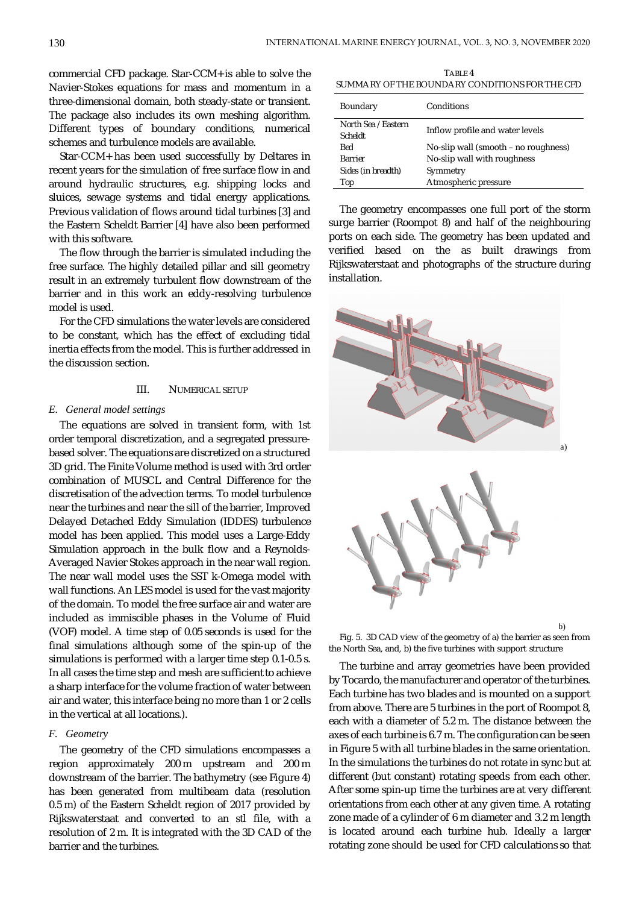commercial CFD package. Star-CCM+ is able to solve the Navier-Stokes equations for mass and momentum in a three-dimensional domain, both steady-state or transient. The package also includes its own meshing algorithm. Different types of boundary conditions, numerical schemes and turbulence models are available.

Star-CCM+ has been used successfully by Deltares in recent years for the simulation of free surface flow in and around hydraulic structures, e.g. shipping locks and sluices, sewage systems and tidal energy applications. Previous validation of flows around tidal turbines [3] and the Eastern Scheldt Barrier [4] have also been performed with this software.

The flow through the barrier is simulated including the free surface. The highly detailed pillar and sill geometry result in an extremely turbulent flow downstream of the barrier and in this work an eddy-resolving turbulence model is used.

For the CFD simulations the water levels are considered to be constant, which has the effect of excluding tidal inertia effects from the model. This is further addressed in the discussion section.

## III. Numerical Setup

### E. General model settings

The equations are solved in transient form, with 1st order temporal discretization, and a segregated pressure-based solver. The equations are discretized on a structured 3D grid. The Finite Volume method is used with 3rd order combination of MUSCL and Central Difference for the discretisation of the advection terms. To model turbulence near the turbines and near the sill of the barrier, Improved Delayed Detached Eddy Simulation (IDDES) turbulence model has been applied. This model uses a Large-Eddy Simulation approach in the bulk flow and a Reynolds-Averaged Navier Stokes approach in the near wall region. The near wall model uses the SST k-Omega model with wall functions. An LES model is used for the vast majority of the domain. To model the free surface air and water are included as immiscible phases in the Volume of Fluid (VOF) model. A time step of 0.05 seconds is used for the final simulations although some of the spin-up of the simulations is performed with a larger time step 0.1-0.5 s. In all cases the time step and mesh are sufficient to achieve a sharp interface for the volume fraction of water between air and water, this interface being no more than 1 or 2 cells in the vertical at all locations.).

### F. Geometry

The geometry of the CFD simulations encompasses a region approximately 200 m upstream and 200 m downstream of the barrier. The bathymetry (see Figure 4) has been generated from multibeam data (resolution 0.5 m) of the Eastern Scheldt region of 2017 provided by Rijkswaterstaat and converted to an stl file, with a resolution of 2 m. It is integrated with the 3D CAD of the barrier and the turbines.

TABLE 4
SUMMARY OF THE BOUNDARY CONDITIONS FOR THE CFD

| Boundary | Conditions |
|---|---|
| North Sea / Eastern Scheldt | Inflow profile and water levels |
| Bed | No-slip wall (smooth – no roughness) |
| Barrier | No-slip wall with roughness |
| Sides (in breadth) | Symmetry |
| Top | Atmospheric pressure |

The geometry encompasses one full port of the storm surge barrier (Roompot 8) and half of the neighbouring ports on each side. The geometry has been updated and verified based on the as built drawings from Rijkswaterstaat and photographs of the structure during installation.

Fig. 5. 3D CAD view of the geometry of a) the barrier as seen from the North Sea, and, b) the five turbines with support structure

The turbine and array geometries have been provided by Tocardo, the manufacturer and operator of the turbines. Each turbine has two blades and is mounted on a support from above. There are 5 turbines in the port of Roompot 8, each with a diameter of 5.2 m. The distance between the axes of each turbine is 6.7 m. The configuration can be seen in Figure 5 with all turbine blades in the same orientation. In the simulations the turbines do not rotate in sync but at different (but constant) rotating speeds from each other. After some spin-up time the turbines are at very different orientations from each other at any given time. A rotating zone made of a cylinder of 6 m diameter and 3.2 m length is located around each turbine hub. Ideally a larger rotating zone should be used for CFD calculations so that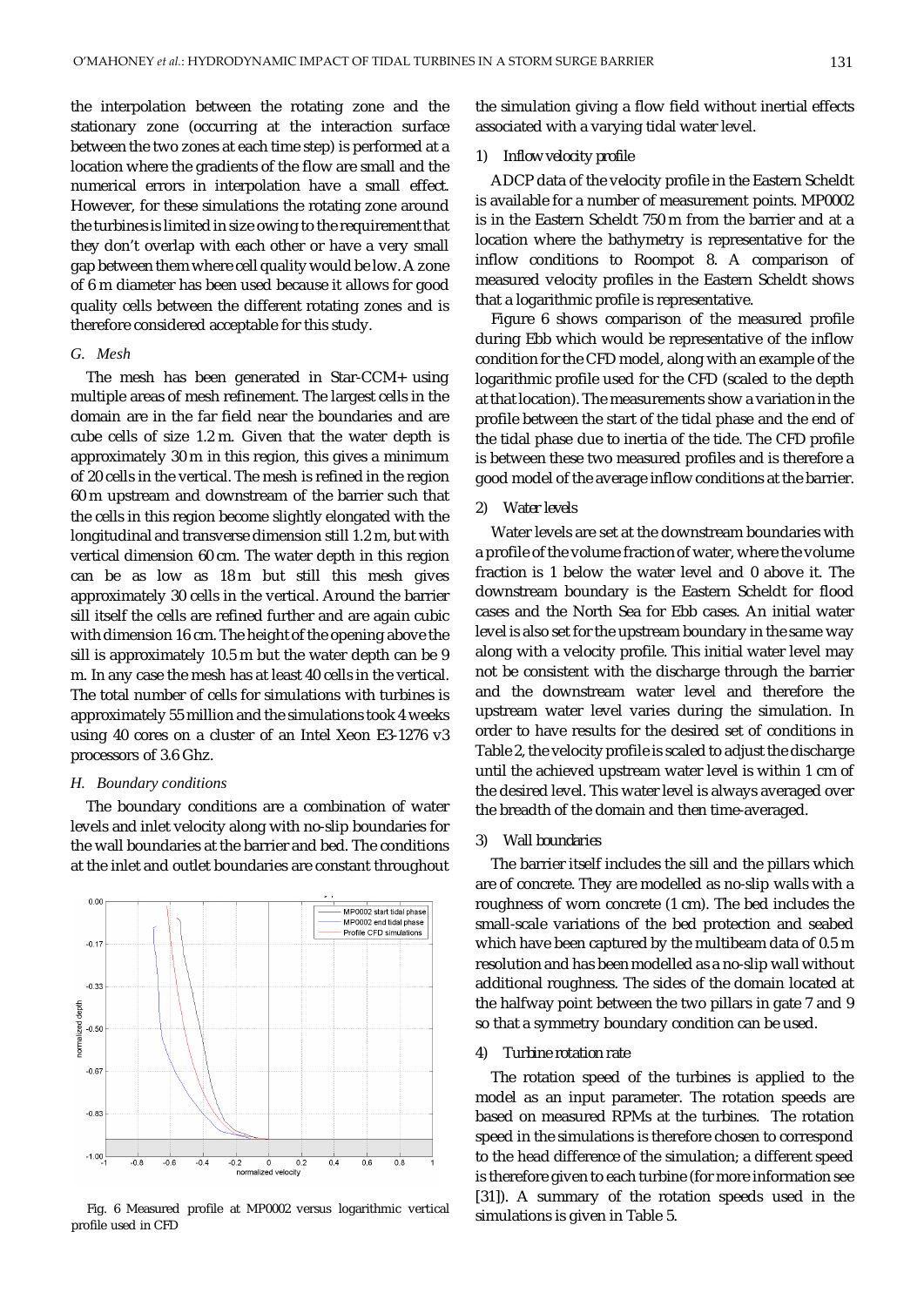the interpolation between the rotating zone and the stationary zone (occurring at the interaction surface between the two zones at each time step) is performed at a location where the gradients of the flow are small and the numerical errors in interpolation have a small effect. However, for these simulations the rotating zone around the turbines is limited in size owing to the requirement that they don't overlap with each other or have a very small gap between them where cell quality would be low. A zone of 6 m diameter has been used because it allows for good quality cells between the different rotating zones and is therefore considered acceptable for this study.

### G. Mesh

The mesh has been generated in Star-CCM+ using multiple areas of mesh refinement. The largest cells in the domain are in the far field near the boundaries and are cube cells of size 1.2 m. Given that the water depth is approximately 30 m in this region, this gives a minimum of 20 cells in the vertical. The mesh is refined in the region 60 m upstream and downstream of the barrier such that the cells in this region become slightly elongated with the longitudinal and transverse dimension still 1.2 m, but with vertical dimension 60 cm. The water depth in this region can be as low as 18 m but still this mesh gives approximately 30 cells in the vertical. Around the barrier sill itself the cells are refined further and are again cubic with dimension 16 cm. The height of the opening above the sill is approximately 10.5 m but the water depth can be 9 m. In any case the mesh has at least 40 cells in the vertical. The total number of cells for simulations with turbines is approximately 55 million and the simulations took 4 weeks using 40 cores on a cluster of an Intel Xeon E3-1276 v3 processors of 3.6 Ghz.

### H. Boundary conditions

The boundary conditions are a combination of water levels and inlet velocity along with no-slip boundaries for the wall boundaries at the barrier and bed. The conditions at the inlet and outlet boundaries are constant throughout the simulation giving a flow field without inertial effects associated with a varying tidal water level.

#### 1) Inflow velocity profile

ADCP data of the velocity profile in the Eastern Scheldt is available for a number of measurement points. MP0002 is in the Eastern Scheldt 750 m from the barrier and at a location where the bathymetry is representative for the inflow conditions to Roompot 8. A comparison of measured velocity profiles in the Eastern Scheldt shows that a logarithmic profile is representative.

Figure 6 shows comparison of the measured profile during Ebb which would be representative of the inflow condition for the CFD model, along with an example of the logarithmic profile used for the CFD (scaled to the depth at that location). The measurements show a variation in the profile between the start of the tidal phase and the end of the tidal phase due to inertia of the tide. The CFD profile is between these two measured profiles and is therefore a good model of the average inflow conditions at the barrier.

#### 2) Water levels

Water levels are set at the downstream boundaries with a profile of the volume fraction of water, where the volume fraction is 1 below the water level and 0 above it. The downstream boundary is the Eastern Scheldt for flood cases and the North Sea for Ebb cases. An initial water level is also set for the upstream boundary in the same way along with a velocity profile. This initial water level may not be consistent with the discharge through the barrier and the downstream water level and therefore the upstream water level varies during the simulation. In order to have results for the desired set of conditions in Table 2, the velocity profile is scaled to adjust the discharge until the achieved upstream water level is within 1 cm of the desired level. This water level is always averaged over the breadth of the domain and then time-averaged.

Fig. 6 Measured profile at MP0002 versus logarithmic vertical profile used in CFD

#### 3) Wall boundaries

The barrier itself includes the sill and the pillars which are of concrete. They are modelled as no-slip walls with a roughness of worn concrete (1 cm). The bed includes the small-scale variations of the bed protection and seabed which have been captured by the multibeam data of 0.5 m resolution and has been modelled as a no-slip wall without additional roughness. The sides of the domain located at the halfway point between the two pillars in gate 7 and 9 so that a symmetry boundary condition can be used.

#### 4) Turbine rotation rate

The rotation speed of the turbines is applied to the model as an input parameter. The rotation speeds are based on measured RPMs at the turbines. The rotation speed in the simulations is therefore chosen to correspond to the head difference of the simulation; a different speed is therefore given to each turbine (for more information see [31]). A summary of the rotation speeds used in the simulations is given in Table 5.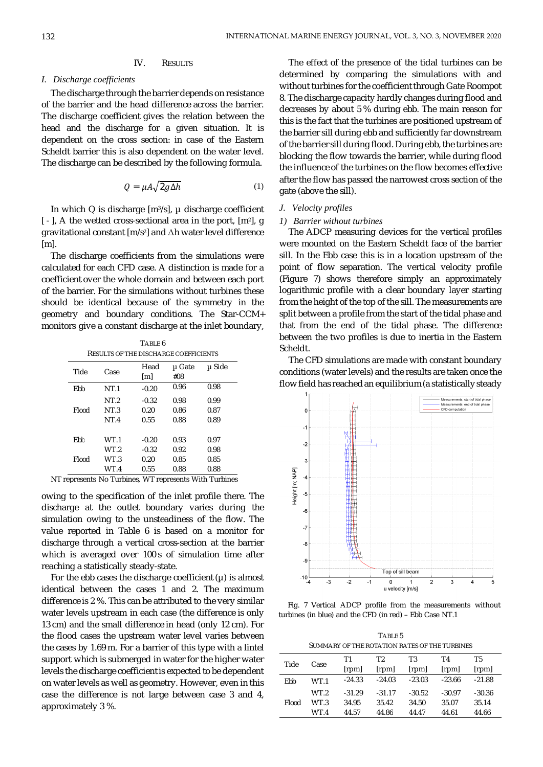## IV. Results

### I. Discharge coefficients

The discharge through the barrier depends on resistance of the barrier and the head difference across the barrier. The discharge coefficient gives the relation between the head and the discharge for a given situation. It is dependent on the cross section: in case of the Eastern Scheldt barrier this is also dependent on the water level. The discharge can be described by the following formula.

$$Q = \mu A\sqrt{2g\Delta h} \quad (1)$$

In which Q is discharge [m³/s], µ discharge coefficient [ - ], A the wetted cross-sectional area in the port, [m²], g gravitational constant [m/s²] and Δh water level difference [m].

The discharge coefficients from the simulations were calculated for each CFD case. A distinction is made for a coefficient over the whole domain and between each port of the barrier. For the simulations without turbines these should be identical because of the symmetry in the geometry and boundary conditions. The Star-CCM+ monitors give a constant discharge at the inlet boundary, owing to the specification of the inlet profile there. The discharge at the outlet boundary varies during the simulation owing to the unsteadiness of the flow. The value reported in Table 6 is based on a monitor for discharge through a vertical cross-section at the barrier which is averaged over 100 s of simulation time after reaching a statistically steady-state.

TABLE 6
RESULTS OF THE DISCHARGE COEFFICIENTS

| Tide | Case | Head [m] | µ Gate #08 | µ Side |
|---|---|---|---|---|
| Ebb | NT.1 | -0.20 | 0.96 | 0.98 |
| | NT.2 | -0.32 | 0.98 | 0.99 |
| Flood | NT.3 | 0.20 | 0.86 | 0.87 |
| | NT.4 | 0.55 | 0.88 | 0.89 |
| Ebb | WT.1 | -0.20 | 0.93 | 0.97 |
| | WT.2 | -0.32 | 0.92 | 0.98 |
| Flood | WT.3 | 0.20 | 0.85 | 0.85 |
| | WT.4 | 0.55 | 0.88 | 0.88 |

NT represents No Turbines, WT represents With Turbines

For the ebb cases the discharge coefficient (µ) is almost identical between the cases 1 and 2. The maximum difference is 2 %. This can be attributed to the very similar water levels upstream in each case (the difference is only 13 cm) and the small difference in head (only 12 cm). For the flood cases the upstream water level varies between the cases by 1.69 m. For a barrier of this type with a lintel support which is submerged in water for the higher water levels the discharge coefficient is expected to be dependent on water levels as well as geometry. However, even in this case the difference is not large between case 3 and 4, approximately 3 %.

The effect of the presence of the tidal turbines can be determined by comparing the simulations with and without turbines for the coefficient through Gate Roompot 8. The discharge capacity hardly changes during flood and decreases by about 5 % during ebb. The main reason for this is the fact that the turbines are positioned upstream of the barrier sill during ebb and sufficiently far downstream of the barrier sill during flood. During ebb, the turbines are blocking the flow towards the barrier, while during flood the influence of the turbines on the flow becomes effective after the flow has passed the narrowest cross section of the gate (above the sill).

### J. Velocity profiles

#### 1) Barrier without turbines

The ADCP measuring devices for the vertical profiles were mounted on the Eastern Scheldt face of the barrier sill. In the Ebb case this is in a location upstream of the point of flow separation. The vertical velocity profile (Figure 7) shows therefore simply an approximately logarithmic profile with a clear boundary layer starting from the height of the top of the sill. The measurements are split between a profile from the start of the tidal phase and that from the end of the tidal phase. The difference between the two profiles is due to inertia in the Eastern Scheldt.

The CFD simulations are made with constant boundary conditions (water levels) and the results are taken once the flow field has reached an equilibrium (a statistically steady

Fig. 7 Vertical ADCP profile from the measurements without turbines (in blue) and the CFD (in red) – Ebb Case NT.1

TABLE 5
SUMMARY OF THE ROTATION RATES OF THE TURBINES

| Tide | Case | T1 [rpm] | T2 [rpm] | T3 [rpm] | T4 [rpm] | T5 [rpm] |
|---|---|---|---|---|---|---|
| Ebb | WT.1 | -24.33 | -24.03 | -23.03 | -23.66 | -21.88 |
| | WT.2 | -31.29 | -31.17 | -30.52 | -30.97 | -30.36 |
| Flood | WT.3 | 34.95 | 35.42 | 34.50 | 35.07 | 35.14 |
| | WT.4 | 44.57 | 44.86 | 44.47 | 44.61 | 44.66 |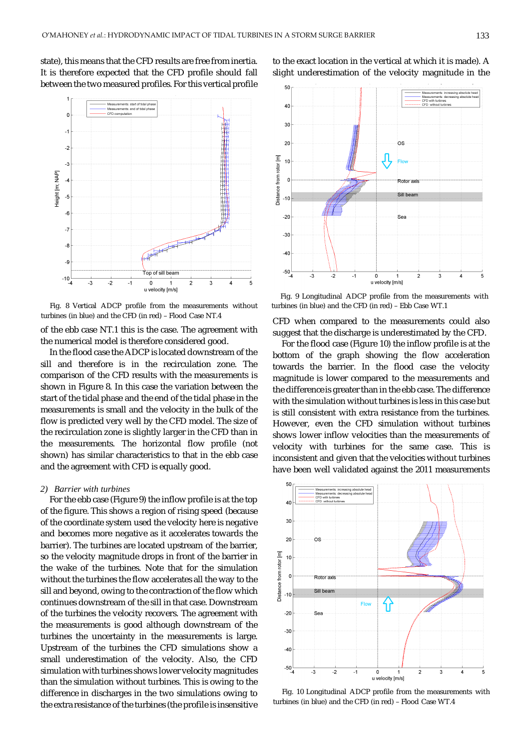state), this means that the CFD results are free from inertia. It is therefore expected that the CFD profile should fall between the two measured profiles. For this vertical profile of the ebb case NT.1 this is the case. The agreement with the numerical model is therefore considered good.

Fig. 8 Vertical ADCP profile from the measurements without turbines (in blue) and the CFD (in red) – Flood Case NT.4

In the flood case the ADCP is located downstream of the sill and therefore is in the recirculation zone. The comparison of the CFD results with the measurements is shown in Figure 8. In this case the variation between the start of the tidal phase and the end of the tidal phase in the measurements is small and the velocity in the bulk of the flow is predicted very well by the CFD model. The size of the recirculation zone is slightly larger in the CFD than in the measurements. The horizontal flow profile (not shown) has similar characteristics to that in the ebb case and the agreement with CFD is equally good.

*2) Barrier with turbines*

For the ebb case (Figure 9) the inflow profile is at the top of the figure. This shows a region of rising speed (because of the coordinate system used the velocity here is negative and becomes more negative as it accelerates towards the barrier). The turbines are located upstream of the barrier, so the velocity magnitude drops in front of the barrier in the wake of the turbines. Note that for the simulation without the turbines the flow accelerates all the way to the sill and beyond, owing to the contraction of the flow which continues downstream of the sill in that case. Downstream of the turbines the velocity recovers. The agreement with the measurements is good although downstream of the turbines the uncertainty in the measurements is large. Upstream of the turbines the CFD simulations show a small underestimation of the velocity. Also, the CFD simulation with turbines shows lower velocity magnitudes than the simulation without turbines. This is owing to the difference in discharges in the two simulations owing to the extra resistance of the turbines (the profile is insensitive to the exact location in the vertical at which it is made). A slight underestimation of the velocity magnitude in the CFD when compared to the measurements could also suggest that the discharge is underestimated by the CFD.

Fig. 9 Longitudinal ADCP profile from the measurements with turbines (in blue) and the CFD (in red) – Ebb Case WT.1

For the flood case (Figure 10) the inflow profile is at the bottom of the graph showing the flow acceleration towards the barrier. In the flood case the velocity magnitude is lower compared to the measurements and the difference is greater than in the ebb case. The difference with the simulation without turbines is less in this case but is still consistent with extra resistance from the turbines. However, even the CFD simulation without turbines shows lower inflow velocities than the measurements of velocity with turbines for the same case. This is inconsistent and given that the velocities without turbines have been well validated against the 2011 measurements

Fig. 10 Longitudinal ADCP profile from the measurements with turbines (in blue) and the CFD (in red) – Flood Case WT.4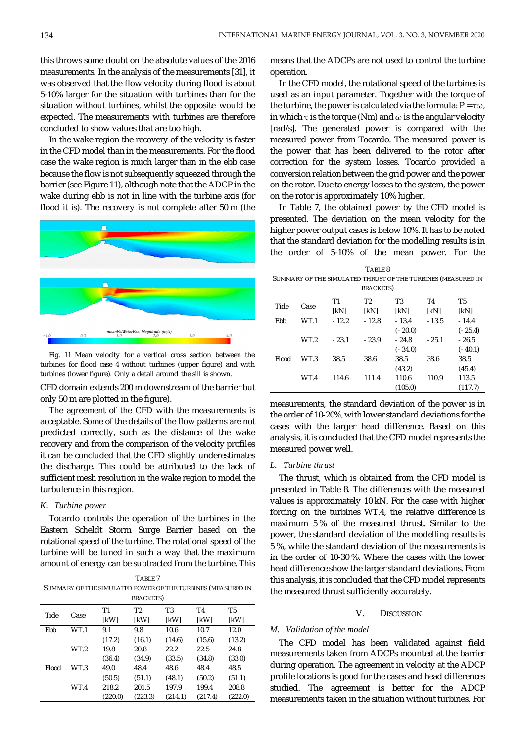this throws some doubt on the absolute values of the 2016 measurements. In the analysis of the measurements [31], it was observed that the flow velocity during flood is about 5-10% larger for the situation with turbines than for the situation without turbines, whilst the opposite would be expected. The measurements with turbines are therefore concluded to show values that are too high.

In the wake region the recovery of the velocity is faster in the CFD model than in the measurements. For the flood case the wake region is much larger than in the ebb case because the flow is not subsequently squeezed through the barrier (see Figure 11), although note that the ADCP in the wake during ebb is not in line with the turbine axis (for flood it is). The recovery is not complete after 50 m (the CFD domain extends 200 m downstream of the barrier but only 50 m are plotted in the figure).

Fig. 11 Mean velocity for a vertical cross section between the turbines for flood case 4 without turbines (upper figure) and with turbines (lower figure). Only a detail around the sill is shown.

The agreement of the CFD with the measurements is acceptable. Some of the details of the flow patterns are not predicted correctly, such as the distance of the wake recovery and from the comparison of the velocity profiles it can be concluded that the CFD slightly underestimates the discharge. This could be attributed to the lack of sufficient mesh resolution in the wake region to model the turbulence in this region.

### K. Turbine power

Tocardo controls the operation of the turbines in the Eastern Scheldt Storm Surge Barrier based on the rotational speed of the turbine. The rotational speed of the turbine will be tuned in such a way that the maximum amount of energy can be subtracted from the turbine. This means that the ADCPs are not used to control the turbine operation.

In the CFD model, the rotational speed of the turbines is used as an input parameter. Together with the torque of the turbine, the power is calculated via the formula: $P = \tau\omega$, in which $\tau$ is the torque (Nm) and $\omega$ is the angular velocity [rad/s]. The generated power is compared with the measured power from Tocardo. The measured power is the power that has been delivered to the rotor after correction for the system losses. Tocardo provided a conversion relation between the grid power and the power on the rotor. Due to energy losses to the system, the power on the rotor is approximately 10% higher.

TABLE 7
SUMMARY OF THE SIMULATED POWER OF THE TURBINES (MEASURED IN BRACKETS)

| Tide | Case | T1 [kW] | T2 [kW] | T3 [kW] | T4 [kW] | T5 [kW] |
|---|---|---|---|---|---|---|
| Ebb | WT.1 | 9.1 (17.2) | 9.8 (16.1) | 10.6 (14.6) | 10.7 (15.6) | 12.0 (13.2) |
| | WT.2 | 19.8 (36.4) | 20.8 (34.9) | 22.2 (33.5) | 22.5 (34.8) | 24.8 (33.0) |
| Flood | WT.3 | 49.0 (50.5) | 48.4 (51.1) | 48.6 (48.1) | 48.4 (50.2) | 48.5 (51.1) |
| | WT.4 | 218.2 (220.0) | 201.5 (223.3) | 197.9 (214.1) | 199.4 (217.4) | 208.8 (222.0) |

In Table 7, the obtained power by the CFD model is presented. The deviation on the mean velocity for the higher power output cases is below 10%. It has to be noted that the standard deviation for the modelling results is in the order of 5-10% of the mean power. For the measurements, the standard deviation of the power is in the order of 10-20%, with lower standard deviations for the cases with the larger head difference. Based on this analysis, it is concluded that the CFD model represents the measured power well.

TABLE 8
SUMMARY OF THE SIMULATED THRUST OF THE TURBINES (MEASURED IN BRACKETS)

| Tide | Case | T1 [kN] | T2 [kN] | T3 [kN] | T4 [kN] | T5 [kN] |
|---|---|---|---|---|---|---|
| Ebb | WT.1 | - 12.2 | - 12.8 | - 13.4 (- 20.0) | - 13.5 | - 14.4 (- 25.4) |
| | WT.2 | - 23.1 | - 23.9 | - 24.8 (- 34.0) | - 25.1 | - 26.5 (- 40.1) |
| Flood | WT.3 | 38.5 | 38.6 | 38.5 (43.2) | 38.6 | 38.5 (45.4) |
| | WT.4 | 114.6 | 111.4 | 110.6 (105.0) | 110.9 | 113.5 (117.7) |

### L. Turbine thrust

The thrust, which is obtained from the CFD model is presented in Table 8. The differences with the measured values is approximately 10 kN. For the case with higher forcing on the turbines WT.4, the relative difference is maximum 5 % of the measured thrust. Similar to the power, the standard deviation of the modelling results is 5 %, while the standard deviation of the measurements is in the order of 10-30 %. Where the cases with the lower head difference show the larger standard deviations. From this analysis, it is concluded that the CFD model represents the measured thrust sufficiently accurately.

## V. DISCUSSION

### M. Validation of the model

The CFD model has been validated against field measurements taken from ADCPs mounted at the barrier during operation. The agreement in velocity at the ADCP profile locations is good for the cases and head differences studied. The agreement is better for the ADCP measurements taken in the situation without turbines. For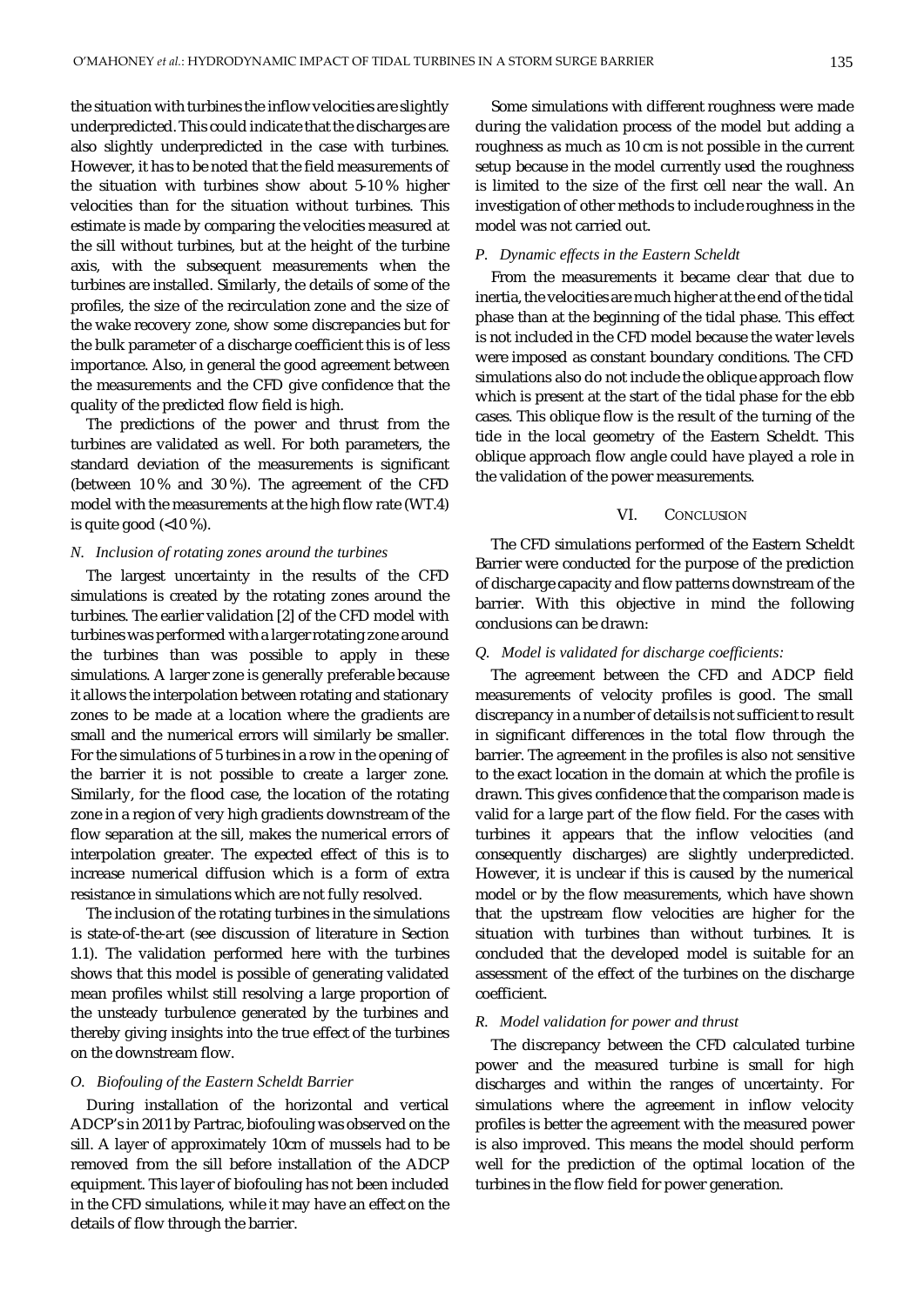the situation with turbines the inflow velocities are slightly underpredicted. This could indicate that the discharges are also slightly underpredicted in the case with turbines. However, it has to be noted that the field measurements of the situation with turbines show about 5-10 % higher velocities than for the situation without turbines. This estimate is made by comparing the velocities measured at the sill without turbines, but at the height of the turbine axis, with the subsequent measurements when the turbines are installed. Similarly, the details of some of the profiles, the size of the recirculation zone and the size of the wake recovery zone, show some discrepancies but for the bulk parameter of a discharge coefficient this is of less importance. Also, in general the good agreement between the measurements and the CFD give confidence that the quality of the predicted flow field is high.

The predictions of the power and thrust from the turbines are validated as well. For both parameters, the standard deviation of the measurements is significant (between 10 % and 30 %). The agreement of the CFD model with the measurements at the high flow rate (WT.4) is quite good (<10 %).

### *N. Inclusion of rotating zones around the turbines*

The largest uncertainty in the results of the CFD simulations is created by the rotating zones around the turbines. The earlier validation [2] of the CFD model with turbines was performed with a larger rotating zone around the turbines than was possible to apply in these simulations. A larger zone is generally preferable because it allows the interpolation between rotating and stationary zones to be made at a location where the gradients are small and the numerical errors will similarly be smaller. For the simulations of 5 turbines in a row in the opening of the barrier it is not possible to create a larger zone. Similarly, for the flood case, the location of the rotating zone in a region of very high gradients downstream of the flow separation at the sill, makes the numerical errors of interpolation greater. The expected effect of this is to increase numerical diffusion which is a form of extra resistance in simulations which are not fully resolved.

The inclusion of the rotating turbines in the simulations is state-of-the-art (see discussion of literature in Section 1.1). The validation performed here with the turbines shows that this model is possible of generating validated mean profiles whilst still resolving a large proportion of the unsteady turbulence generated by the turbines and thereby giving insights into the true effect of the turbines on the downstream flow.

### *O. Biofouling of the Eastern Scheldt Barrier*

During installation of the horizontal and vertical ADCP's in 2011 by Partrac, biofouling was observed on the sill. A layer of approximately 10cm of mussels had to be removed from the sill before installation of the ADCP equipment. This layer of biofouling has not been included in the CFD simulations, while it may have an effect on the details of flow through the barrier.

Some simulations with different roughness were made during the validation process of the model but adding a roughness as much as 10 cm is not possible in the current setup because in the model currently used the roughness is limited to the size of the first cell near the wall. An investigation of other methods to include roughness in the model was not carried out.

### *P. Dynamic effects in the Eastern Scheldt*

From the measurements it became clear that due to inertia, the velocities are much higher at the end of the tidal phase than at the beginning of the tidal phase. This effect is not included in the CFD model because the water levels were imposed as constant boundary conditions. The CFD simulations also do not include the oblique approach flow which is present at the start of the tidal phase for the ebb cases. This oblique flow is the result of the turning of the tide in the local geometry of the Eastern Scheldt. This oblique approach flow angle could have played a role in the validation of the power measurements.

## VI. CONCLUSION

The CFD simulations performed of the Eastern Scheldt Barrier were conducted for the purpose of the prediction of discharge capacity and flow patterns downstream of the barrier. With this objective in mind the following conclusions can be drawn:

### *Q. Model is validated for discharge coefficients:*

The agreement between the CFD and ADCP field measurements of velocity profiles is good. The small discrepancy in a number of details is not sufficient to result in significant differences in the total flow through the barrier. The agreement in the profiles is also not sensitive to the exact location in the domain at which the profile is drawn. This gives confidence that the comparison made is valid for a large part of the flow field. For the cases with turbines it appears that the inflow velocities (and consequently discharges) are slightly underpredicted. However, it is unclear if this is caused by the numerical model or by the flow measurements, which have shown that the upstream flow velocities are higher for the situation with turbines than without turbines. It is concluded that the developed model is suitable for an assessment of the effect of the turbines on the discharge coefficient.

### *R. Model validation for power and thrust*

The discrepancy between the CFD calculated turbine power and the measured turbine is small for high discharges and within the ranges of uncertainty. For simulations where the agreement in inflow velocity profiles is better the agreement with the measured power is also improved. This means the model should perform well for the prediction of the optimal location of the turbines in the flow field for power generation.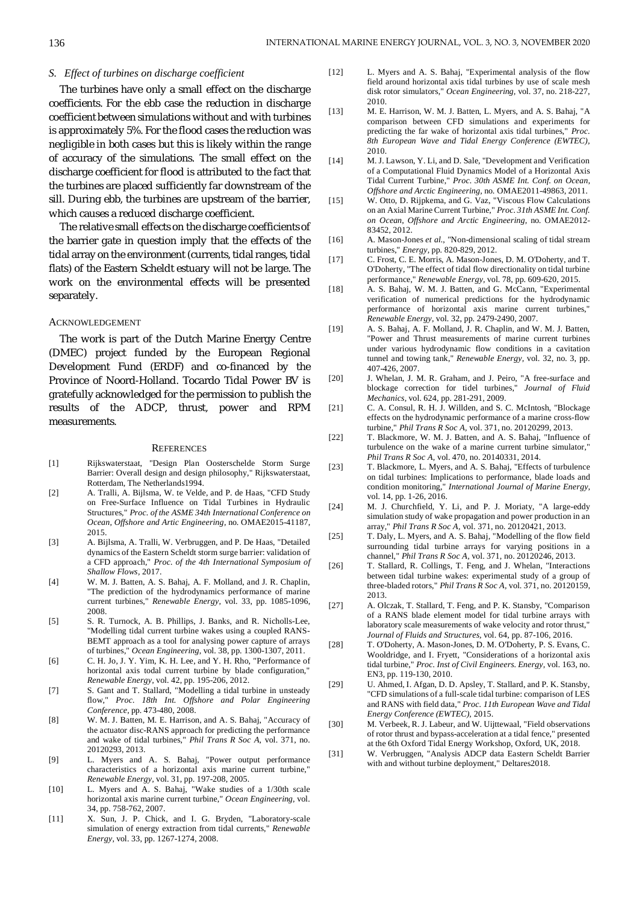### *S. Effect of turbines on discharge coefficient*

The turbines have only a small effect on the discharge coefficients. For the ebb case the reduction in discharge coefficient between simulations without and with turbines is approximately 5%. For the flood cases the reduction was negligible in both cases but this is likely within the range of accuracy of the simulations. The small effect on the discharge coefficient for flood is attributed to the fact that the turbines are placed sufficiently far downstream of the sill. During ebb, the turbines are upstream of the barrier, which causes a reduced discharge coefficient.

The relative small effects on the discharge coefficients of the barrier gate in question imply that the effects of the tidal array on the environment (currents, tidal ranges, tidal flats) of the Eastern Scheldt estuary will not be large. The work on the environmental effects will be presented separately.

## Acknowledgement

The work is part of the Dutch Marine Energy Centre (DMEC) project funded by the European Regional Development Fund (ERDF) and co-financed by the Province of Noord-Holland. Tocardo Tidal Power BV is gratefully acknowledged for the permission to publish the results of the ADCP, thrust, power and RPM measurements.

## References

[1] Rijkswaterstaat, "Design Plan Oosterschelde Storm Surge Barrier: Overall design and design philosophy," Rijkswaterstaat, Rotterdam, The Netherlands1994.

[2] A. Tralli, A. Bijlsma, W. te Velde, and P. de Haas, "CFD Study on Free-Surface Influence on Tidal Turbines in Hydraulic Structures," *Proc. of the ASME 34th International Conference on Ocean, Offshore and Artic Engineering*, no. OMAE2015-41187, 2015.

[3] A. Bijlsma, A. Tralli, W. Verbruggen, and P. De Haas, "Detailed dynamics of the Eastern Scheldt storm surge barrier: validation of a CFD approach," *Proc. of the 4th International Symposium of Shallow Flows*, 2017.

[4] W. M. J. Batten, A. S. Bahaj, A. F. Molland, and J. R. Chaplin, "The prediction of the hydrodynamics performance of marine current turbines," *Renewable Energy*, vol. 33, pp. 1085-1096, 2008.

[5] S. R. Turnock, A. B. Phillips, J. Banks, and R. Nicholls-Lee, "Modelling tidal current turbine wakes using a coupled RANS-BEMT approach as a tool for analysing power capture of arrays of turbines," *Ocean Engineering*, vol. 38, pp. 1300-1307, 2011.

[6] C. H. Jo, J. Y. Yim, K. H. Lee, and Y. H. Rho, "Performance of horizontal axis todal current turbine by blade configuration," *Renewable Energy*, vol. 42, pp. 195-206, 2012.

[7] S. Gant and T. Stallard, "Modelling a tidal turbine in unsteady flow," *Proc. 18th Int. Offshore and Polar Engineering Conference*, pp. 473-480, 2008.

[8] W. M. J. Batten, M. E. Harrison, and A. S. Bahaj, "Accuracy of the actuator disc-RANS approach for predicting the performance and wake of tidal turbines," *Phil Trans R Soc A*, vol. 371, no. 20120293, 2013.

[9] L. Myers and A. S. Bahaj, "Power output performance characteristics of a horizontal axis marine current turbine," *Renewable Energy*, vol. 31, pp. 197-208, 2005.

[10] L. Myers and A. S. Bahaj, "Wake studies of a 1/30th scale horizontal axis marine current turbine," *Ocean Engineering*, vol. 34, pp. 758-762, 2007.

[11] X. Sun, J. P. Chick, and I. G. Bryden, "Laboratory-scale simulation of energy extraction from tidal currents," *Renewable Energy*, vol. 33, pp. 1267-1274, 2008.

[12] L. Myers and A. S. Bahaj, "Experimental analysis of the flow field around horizontal axis tidal turbines by use of scale mesh disk rotor simulators," *Ocean Engineering*, vol. 37, no. 218-227, 2010.

[13] M. E. Harrison, W. M. J. Batten, L. Myers, and A. S. Bahaj, "A comparison between CFD simulations and experiments for predicting the far wake of horizontal axis tidal turbines," *Proc. 8th European Wave and Tidal Energy Conference (EWTEC)*, 2010.

[14] M. J. Lawson, Y. Li, and D. Sale, "Development and Verification of a Computational Fluid Dynamics Model of a Horizontal Axis Tidal Current Turbine," *Proc. 30th ASME Int. Conf. on Ocean, Offshore and Arctic Engineering*, no. OMAE2011-49863, 2011.

[15] W. Otto, D. Rijpkema, and G. Vaz, "Viscous Flow Calculations on an Axial Marine Current Turbine," *Proc. 31th ASME Int. Conf. on Ocean, Offshore and Arctic Engineering*, no. OMAE2012-83452, 2012.

[16] A. Mason-Jones *et al.*, "Non-dimensional scaling of tidal stream turbines," *Energy*, pp. 820-829, 2012.

[17] C. Frost, C. E. Morris, A. Mason-Jones, D. M. O'Doherty, and T. O'Doherty, "The effect of tidal flow directionality on tidal turbine performance," *Renewable Energy*, vol. 78, pp. 609-620, 2015.

[18] A. S. Bahaj, W. M. J. Batten, and G. McCann, "Experimental verification of numerical predictions for the hydrodynamic performance of horizontal axis marine current turbines," *Renewable Energy*, vol. 32, pp. 2479-2490, 2007.

[19] A. S. Bahaj, A. F. Molland, J. R. Chaplin, and W. M. J. Batten, "Power and Thrust measurements of marine current turbines under various hydrodynamic flow conditions in a cavitation tunnel and towing tank," *Renewable Energy*, vol. 32, no. 3, pp. 407-426, 2007.

[20] J. Whelan, J. M. R. Graham, and J. Peiro, "A free-surface and blockage correction for tidel turbines," *Journal of Fluid Mechanics*, vol. 624, pp. 281-291, 2009.

[21] C. A. Consul, R. H. J. Willden, and S. C. McIntosh, "Blockage effects on the hydrodynamic performance of a marine cross-flow turbine," *Phil Trans R Soc A*, vol. 371, no. 20120299, 2013.

[22] T. Blackmore, W. M. J. Batten, and A. S. Bahaj, "Influence of turbulence on the wake of a marine current turbine simulator," *Phil Trans R Soc A*, vol. 470, no. 20140331, 2014.

[23] T. Blackmore, L. Myers, and A. S. Bahaj, "Effects of turbulence on tidal turbines: Implications to performance, blade loads and condition monitoring," *International Journal of Marine Energy*, vol. 14, pp. 1-26, 2016.

[24] M. J. Churchfield, Y. Li, and P. J. Moriaty, "A large-eddy simulation study of wake propagation and power production in an array," *Phil Trans R Soc A*, vol. 371, no. 20120421, 2013.

[25] T. Daly, L. Myers, and A. S. Bahaj, "Modelling of the flow field surrounding tidal turbine arrays for varying positions in a channel," *Phil Trans R Soc A*, vol. 371, no. 20120246, 2013.

[26] T. Stallard, R. Collings, T. Feng, and J. Whelan, "Interactions between tidal turbine wakes: experimental study of a group of three-bladed rotors," *Phil Trans R Soc A*, vol. 371, no. 20120159, 2013.

[27] A. Olczak, T. Stallard, T. Feng, and P. K. Stansby, "Comparison of a RANS blade element model for tidal turbine arrays with laboratory scale measurements of wake velocity and rotor thrust," *Journal of Fluids and Structures*, vol. 64, pp. 87-106, 2016.

[28] T. O'Doherty, A. Mason-Jones, D. M. O'Doherty, P. S. Evans, C. Wooldridge, and I. Fryett, "Considerations of a horizontal axis tidal turbine," *Proc. Inst of Civil Engineers. Energy*, vol. 163, no. EN3, pp. 119-130, 2010.

[29] U. Ahmed, I. Afgan, D. D. Apsley, T. Stallard, and P. K. Stansby, "CFD simulations of a full-scale tidal turbine: comparison of LES and RANS with field data," *Proc. 11th European Wave and Tidal Energy Conference (EWTEC)*, 2015.

[30] M. Verbeek, R. J. Labeur, and W. Uijttewaal, "Field observations of rotor thrust and bypass-acceleration at a tidal fence," presented at the 6th Oxford Tidal Energy Workshop, Oxford, UK, 2018.

[31] W. Verbruggen, "Analysis ADCP data Eastern Scheldt Barrier with and without turbine deployment," Deltares2018.